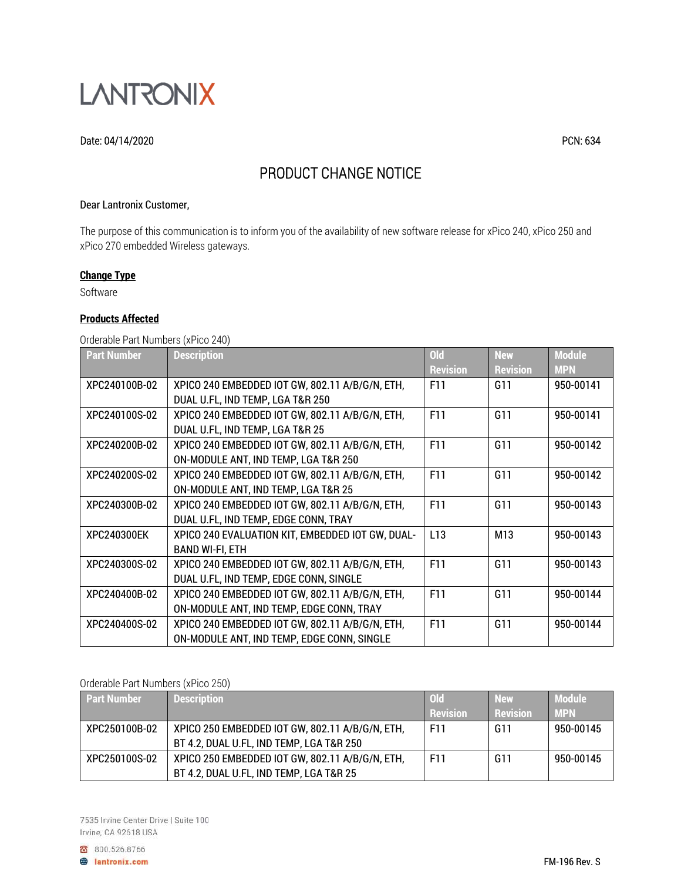LANTRONIX

Date: 04/14/2020 PCN: 634

# PRODUCT CHANGE NOTICE

Dear Lantronix Customer,

The purpose of this communication is to inform you of the availability of new software release for xPico 240, xPico 250 and xPico 270 embedded Wireless gateways.

**Change Type**

Software

**Products Affected**

Orderable Part Numbers (xPico 240)

| Part Number | Description | Old Revision | New Revision | Module MPN |
|---|---|---|---|---|
| XPC240100B-02 | XPICO 240 EMBEDDED IOT GW, 802.11 A/B/G/N, ETH, DUAL U.FL, IND TEMP, LGA T&R 250 | F11 | G11 | 950-00141 |
| XPC240100S-02 | XPICO 240 EMBEDDED IOT GW, 802.11 A/B/G/N, ETH, DUAL U.FL, IND TEMP, LGA T&R 25 | F11 | G11 | 950-00141 |
| XPC240200B-02 | XPICO 240 EMBEDDED IOT GW, 802.11 A/B/G/N, ETH, ON-MODULE ANT, IND TEMP, LGA T&R 250 | F11 | G11 | 950-00142 |
| XPC240200S-02 | XPICO 240 EMBEDDED IOT GW, 802.11 A/B/G/N, ETH, ON-MODULE ANT, IND TEMP, LGA T&R 25 | F11 | G11 | 950-00142 |
| XPC240300B-02 | XPICO 240 EMBEDDED IOT GW, 802.11 A/B/G/N, ETH, DUAL U.FL, IND TEMP, EDGE CONN, TRAY | F11 | G11 | 950-00143 |
| XPC240300EK | XPICO 240 EVALUATION KIT, EMBEDDED IOT GW, DUAL-BAND WI-FI, ETH | L13 | M13 | 950-00143 |
| XPC240300S-02 | XPICO 240 EMBEDDED IOT GW, 802.11 A/B/G/N, ETH, DUAL U.FL, IND TEMP, EDGE CONN, SINGLE | F11 | G11 | 950-00143 |
| XPC240400B-02 | XPICO 240 EMBEDDED IOT GW, 802.11 A/B/G/N, ETH, ON-MODULE ANT, IND TEMP, EDGE CONN, TRAY | F11 | G11 | 950-00144 |
| XPC240400S-02 | XPICO 240 EMBEDDED IOT GW, 802.11 A/B/G/N, ETH, ON-MODULE ANT, IND TEMP, EDGE CONN, SINGLE | F11 | G11 | 950-00144 |

Orderable Part Numbers (xPico 250)

| Part Number | Description | Old Revision | New Revision | Module MPN |
|---|---|---|---|---|
| XPC250100B-02 | XPICO 250 EMBEDDED IOT GW, 802.11 A/B/G/N, ETH, BT 4.2, DUAL U.FL, IND TEMP, LGA T&R 250 | F11 | G11 | 950-00145 |
| XPC250100S-02 | XPICO 250 EMBEDDED IOT GW, 802.11 A/B/G/N, ETH, BT 4.2, DUAL U.FL, IND TEMP, LGA T&R 25 | F11 | G11 | 950-00145 |

7535 Irvine Center Drive | Suite 100
Irvine, CA 92618 USA

800.526.8766
lantronix.com

FM-196 Rev. S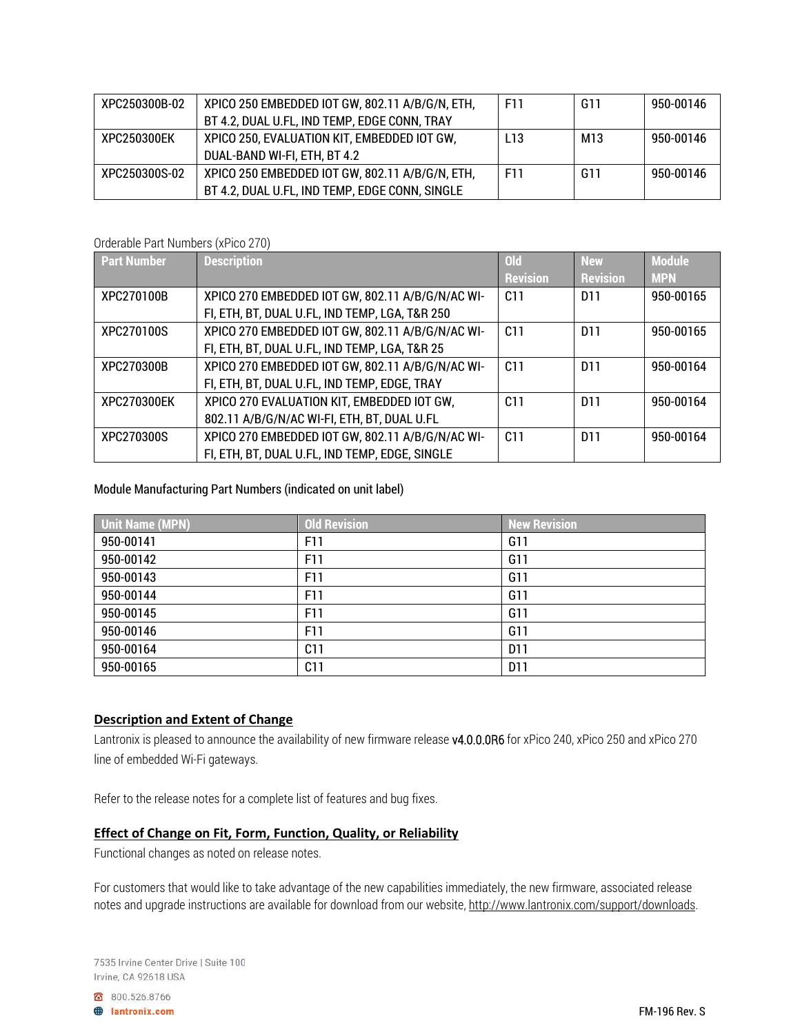| XPC250300B-02 | XPICO 250 EMBEDDED IOT GW, 802.11 A/B/G/N, ETH, BT 4.2, DUAL U.FL, IND TEMP, EDGE CONN, TRAY | F11 | G11 | 950-00146 |
|---|---|---|---|---|
| XPC250300EK | XPICO 250, EVALUATION KIT, EMBEDDED IOT GW, DUAL-BAND WI-FI, ETH, BT 4.2 | L13 | M13 | 950-00146 |
| XPC250300S-02 | XPICO 250 EMBEDDED IOT GW, 802.11 A/B/G/N, ETH, BT 4.2, DUAL U.FL, IND TEMP, EDGE CONN, SINGLE | F11 | G11 | 950-00146 |

Orderable Part Numbers (xPico 270)

| Part Number | Description | Old Revision | New Revision | Module MPN |
|---|---|---|---|---|
| XPC270100B | XPICO 270 EMBEDDED IOT GW, 802.11 A/B/G/N/AC WI-FI, ETH, BT, DUAL U.FL, IND TEMP, LGA, T&R 250 | C11 | D11 | 950-00165 |
| XPC270100S | XPICO 270 EMBEDDED IOT GW, 802.11 A/B/G/N/AC WI-FI, ETH, BT, DUAL U.FL, IND TEMP, LGA, T&R 25 | C11 | D11 | 950-00165 |
| XPC270300B | XPICO 270 EMBEDDED IOT GW, 802.11 A/B/G/N/AC WI-FI, ETH, BT, DUAL U.FL, IND TEMP, EDGE, TRAY | C11 | D11 | 950-00164 |
| XPC270300EK | XPICO 270 EVALUATION KIT, EMBEDDED IOT GW, 802.11 A/B/G/N/AC WI-FI, ETH, BT, DUAL U.FL | C11 | D11 | 950-00164 |
| XPC270300S | XPICO 270 EMBEDDED IOT GW, 802.11 A/B/G/N/AC WI-FI, ETH, BT, DUAL U.FL, IND TEMP, EDGE, SINGLE | C11 | D11 | 950-00164 |

Module Manufacturing Part Numbers (indicated on unit label)

| Unit Name (MPN) | Old Revision | New Revision |
|---|---|---|
| 950-00141 | F11 | G11 |
| 950-00142 | F11 | G11 |
| 950-00143 | F11 | G11 |
| 950-00144 | F11 | G11 |
| 950-00145 | F11 | G11 |
| 950-00146 | F11 | G11 |
| 950-00164 | C11 | D11 |
| 950-00165 | C11 | D11 |

## Description and Extent of Change

Lantronix is pleased to announce the availability of new firmware release v4.0.0.0R6 for xPico 240, xPico 250 and xPico 270 line of embedded Wi-Fi gateways.

Refer to the release notes for a complete list of features and bug fixes.

## Effect of Change on Fit, Form, Function, Quality, or Reliability

Functional changes as noted on release notes.

For customers that would like to take advantage of the new capabilities immediately, the new firmware, associated release notes and upgrade instructions are available for download from our website, http://www.lantronix.com/support/downloads.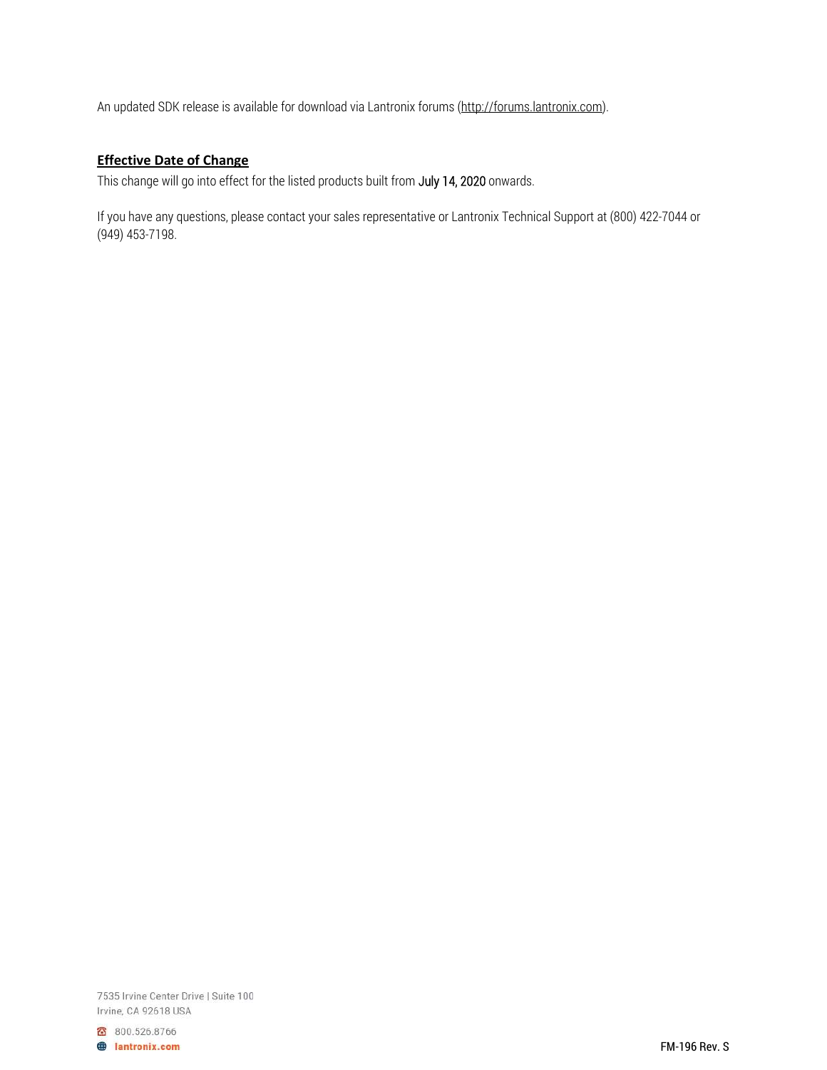An updated SDK release is available for download via Lantronix forums (http://forums.lantronix.com).

**Effective Date of Change**

This change will go into effect for the listed products built from July 14, 2020 onwards.

If you have any questions, please contact your sales representative or Lantronix Technical Support at (800) 422-7044 or (949) 453-7198.